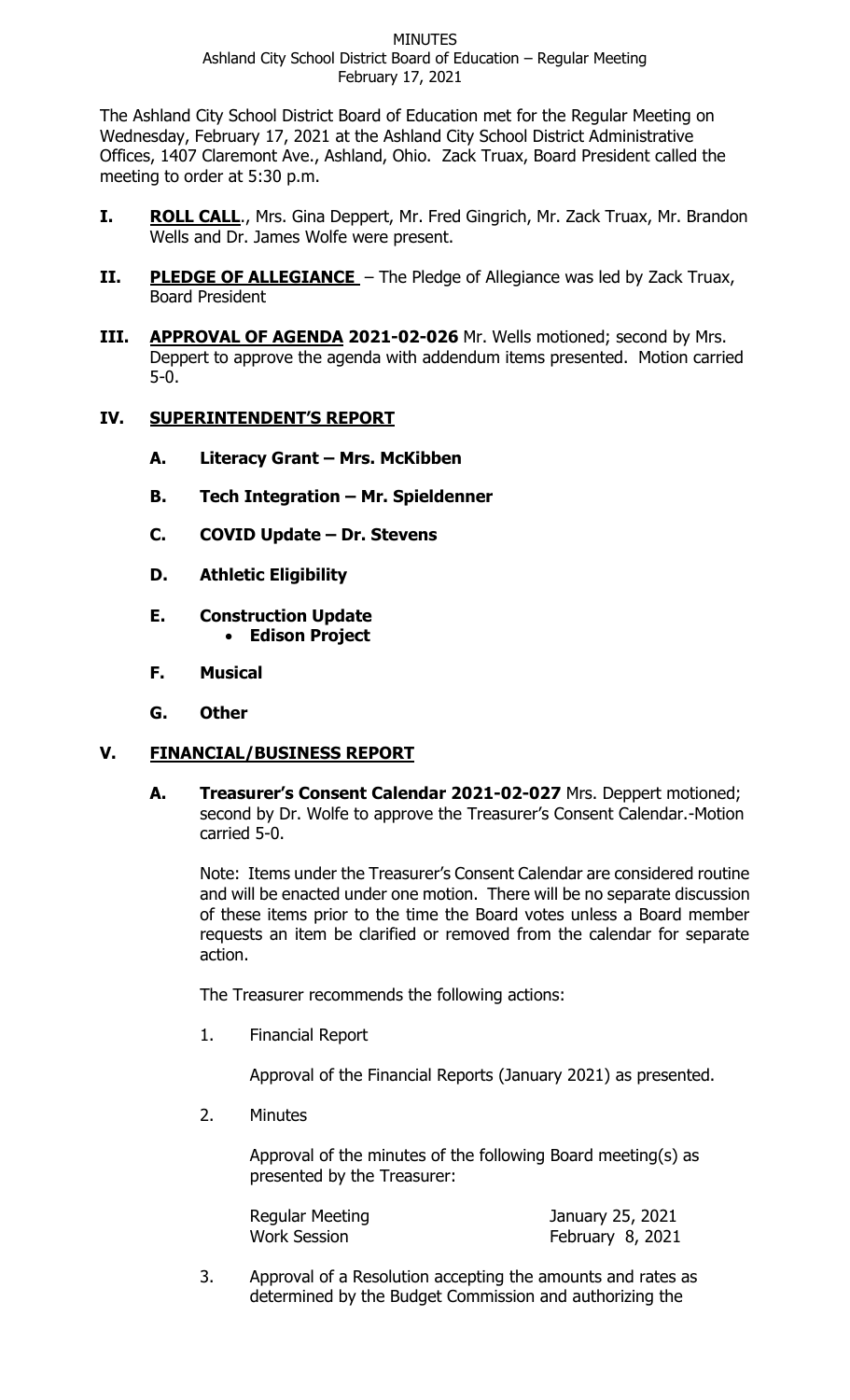MINUTES

Ashland City School District Board of Education – Regular Meeting

February 17, 2021

The Ashland City School District Board of Education met for the Regular Meeting on Wednesday, February 17, 2021 at the Ashland City School District Administrative Offices, 1407 Claremont Ave., Ashland, Ohio. Zack Truax, Board President called the meeting to order at 5:30 p.m.

**I. ROLL CALL**., Mrs. Gina Deppert, Mr. Fred Gingrich, Mr. Zack Truax, Mr. Brandon Wells and Dr. James Wolfe were present.

**II. PLEDGE OF ALLEGIANCE** – The Pledge of Allegiance was led by Zack Truax, Board President

**III. APPROVAL OF AGENDA 2021-02-026** Mr. Wells motioned; second by Mrs. Deppert to approve the agenda with addendum items presented. Motion carried 5-0.

## IV. SUPERINTENDENT'S REPORT

**A. Literacy Grant – Mrs. McKibben**

**B. Tech Integration – Mr. Spieldenner**

**C. COVID Update – Dr. Stevens**

**D. Athletic Eligibility**

**E. Construction Update**

- **Edison Project**

**F. Musical**

**G. Other**

## V. FINANCIAL/BUSINESS REPORT

**A. Treasurer's Consent Calendar 2021-02-027** Mrs. Deppert motioned; second by Dr. Wolfe to approve the Treasurer's Consent Calendar.-Motion carried 5-0.

Note: Items under the Treasurer's Consent Calendar are considered routine and will be enacted under one motion. There will be no separate discussion of these items prior to the time the Board votes unless a Board member requests an item be clarified or removed from the calendar for separate action.

The Treasurer recommends the following actions:

1. Financial Report

   Approval of the Financial Reports (January 2021) as presented.

2. Minutes

   Approval of the minutes of the following Board meeting(s) as presented by the Treasurer:

   | | |
   |---|---|
   | Regular Meeting | January 25, 2021 |
   | Work Session | February 8, 2021 |

3. Approval of a Resolution accepting the amounts and rates as determined by the Budget Commission and authorizing the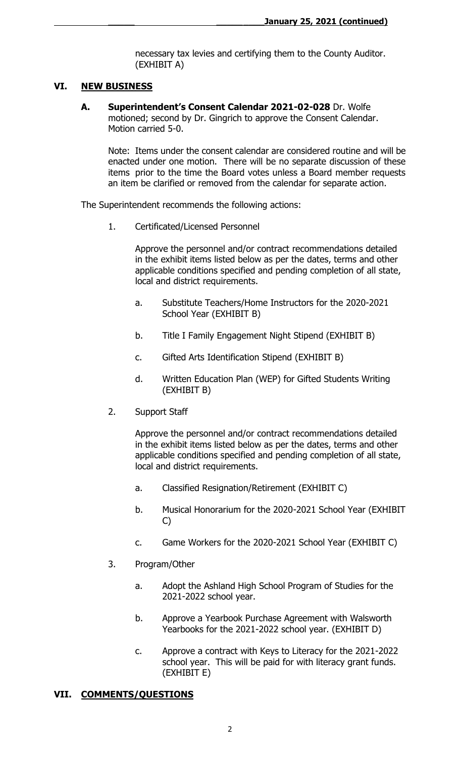necessary tax levies and certifying them to the County Auditor. (EXHIBIT A)

## VI. NEW BUSINESS

**A. Superintendent's Consent Calendar 2021-02-028** Dr. Wolfe motioned; second by Dr. Gingrich to approve the Consent Calendar. Motion carried 5-0.

Note: Items under the consent calendar are considered routine and will be enacted under one motion. There will be no separate discussion of these items prior to the time the Board votes unless a Board member requests an item be clarified or removed from the calendar for separate action.

The Superintendent recommends the following actions:

1. Certificated/Licensed Personnel

   Approve the personnel and/or contract recommendations detailed in the exhibit items listed below as per the dates, terms and other applicable conditions specified and pending completion of all state, local and district requirements.

   a. Substitute Teachers/Home Instructors for the 2020-2021 School Year (EXHIBIT B)

   b. Title I Family Engagement Night Stipend (EXHIBIT B)

   c. Gifted Arts Identification Stipend (EXHIBIT B)

   d. Written Education Plan (WEP) for Gifted Students Writing (EXHIBIT B)

2. Support Staff

   Approve the personnel and/or contract recommendations detailed in the exhibit items listed below as per the dates, terms and other applicable conditions specified and pending completion of all state, local and district requirements.

   a. Classified Resignation/Retirement (EXHIBIT C)

   b. Musical Honorarium for the 2020-2021 School Year (EXHIBIT C)

   c. Game Workers for the 2020-2021 School Year (EXHIBIT C)

3. Program/Other

   a. Adopt the Ashland High School Program of Studies for the 2021-2022 school year.

   b. Approve a Yearbook Purchase Agreement with Walsworth Yearbooks for the 2021-2022 school year. (EXHIBIT D)

   c. Approve a contract with Keys to Literacy for the 2021-2022 school year. This will be paid for with literacy grant funds. (EXHIBIT E)

## VII. COMMENTS/QUESTIONS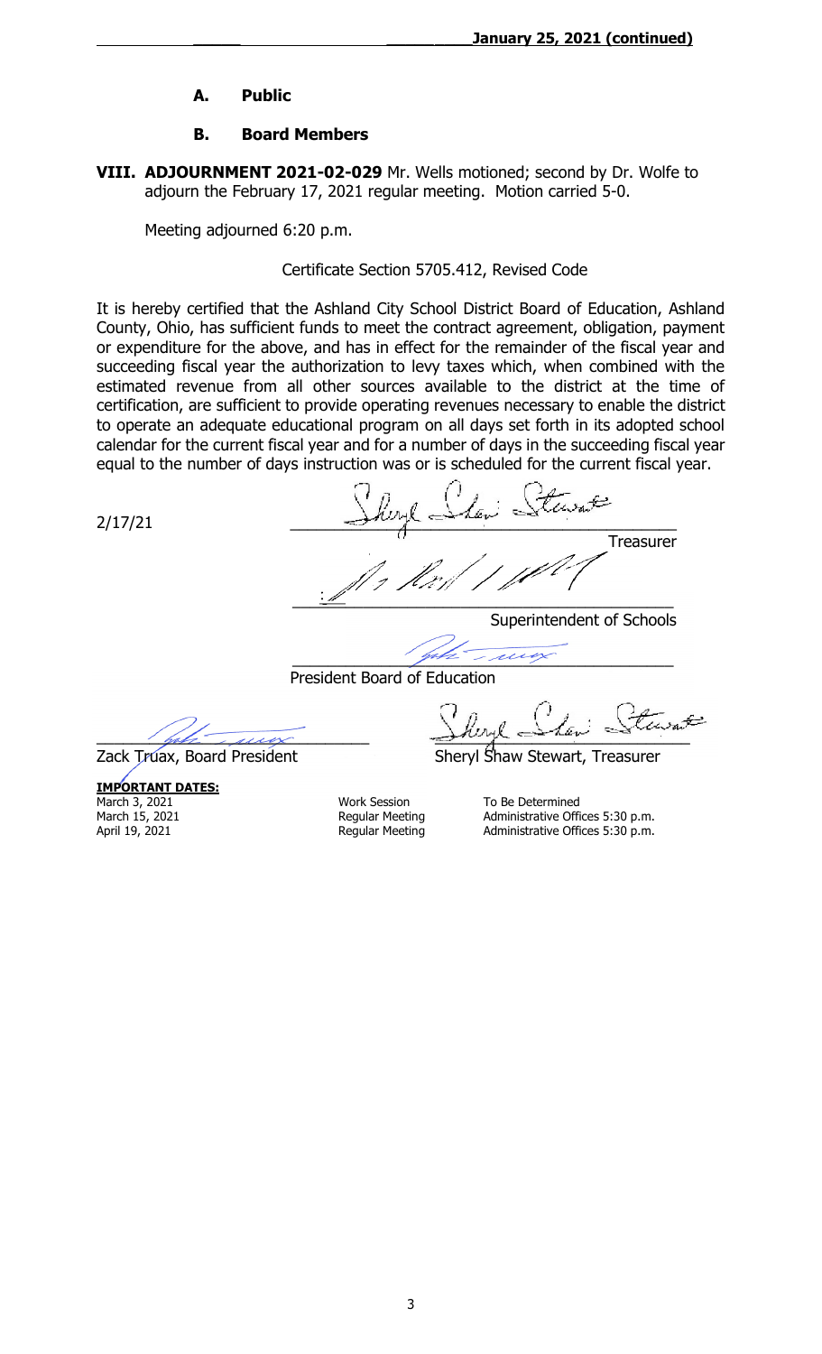**A. Public**

**B. Board Members**

**VIII. ADJOURNMENT 2021-02-029** Mr. Wells motioned; second by Dr. Wolfe to adjourn the February 17, 2021 regular meeting. Motion carried 5-0.

Meeting adjourned 6:20 p.m.

Certificate Section 5705.412, Revised Code

It is hereby certified that the Ashland City School District Board of Education, Ashland County, Ohio, has sufficient funds to meet the contract agreement, obligation, payment or expenditure for the above, and has in effect for the remainder of the fiscal year and succeeding fiscal year the authorization to levy taxes which, when combined with the estimated revenue from all other sources available to the district at the time of certification, are sufficient to provide operating revenues necessary to enable the district to operate an adequate educational program on all days set forth in its adopted school calendar for the current fiscal year and for a number of days in the succeeding fiscal year equal to the number of days instruction was or is scheduled for the current fiscal year.

2/17/21

Treasurer

Superintendent of Schools

President Board of Education

Zack Truax, Board President

Sheryl Shaw Stewart, Treasurer

**IMPORTANT DATES:**

| | | |
|---|---|---|
| March 3, 2021 | Work Session | To Be Determined |
| March 15, 2021 | Regular Meeting | Administrative Offices 5:30 p.m. |
| April 19, 2021 | Regular Meeting | Administrative Offices 5:30 p.m. |